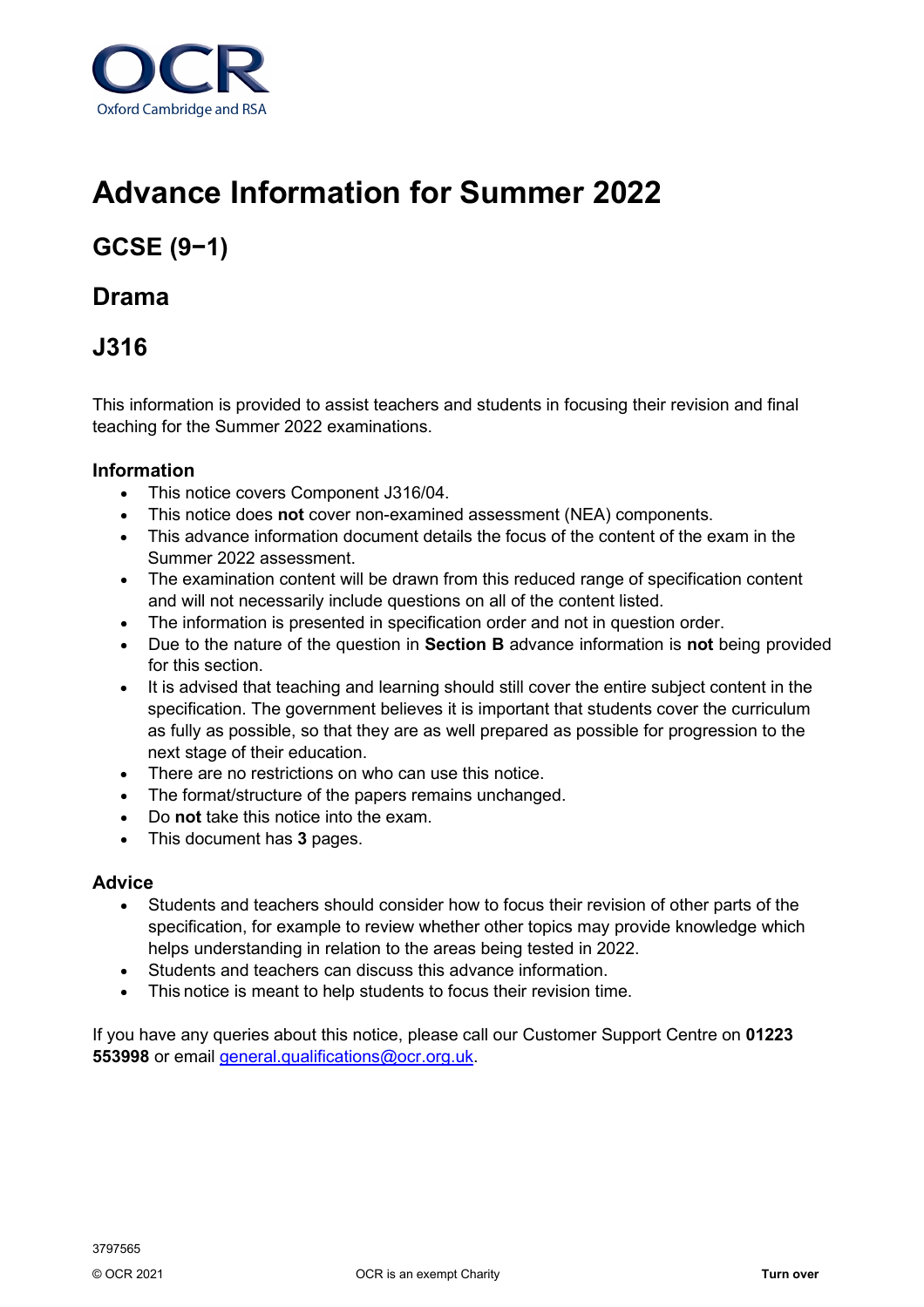OCR
Oxford Cambridge and RSA

# Advance Information for Summer 2022

## GCSE (9−1)

## Drama

## J316

This information is provided to assist teachers and students in focusing their revision and final teaching for the Summer 2022 examinations.

### Information

- This notice covers Component J316/04.
- This notice does **not** cover non-examined assessment (NEA) components.
- This advance information document details the focus of the content of the exam in the Summer 2022 assessment.
- The examination content will be drawn from this reduced range of specification content and will not necessarily include questions on all of the content listed.
- The information is presented in specification order and not in question order.
- Due to the nature of the question in **Section B** advance information is **not** being provided for this section.
- It is advised that teaching and learning should still cover the entire subject content in the specification. The government believes it is important that students cover the curriculum as fully as possible, so that they are as well prepared as possible for progression to the next stage of their education.
- There are no restrictions on who can use this notice.
- The format/structure of the papers remains unchanged.
- Do **not** take this notice into the exam.
- This document has **3** pages.

### Advice

- Students and teachers should consider how to focus their revision of other parts of the specification, for example to review whether other topics may provide knowledge which helps understanding in relation to the areas being tested in 2022.
- Students and teachers can discuss this advance information.
- This notice is meant to help students to focus their revision time.

If you have any queries about this notice, please call our Customer Support Centre on **01223 553998** or email general.qualifications@ocr.org.uk.

3797565

© OCR 2021 OCR is an exempt Charity **Turn over**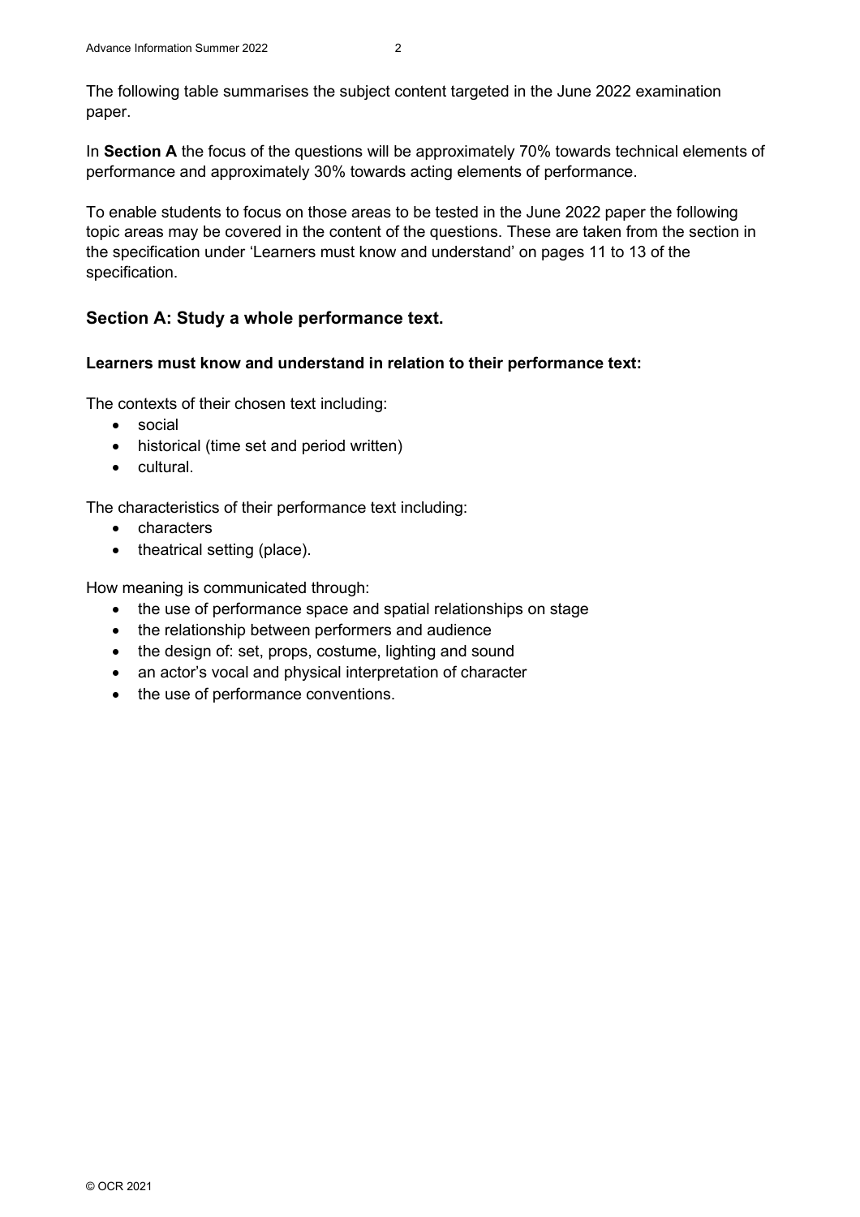The following table summarises the subject content targeted in the June 2022 examination paper.

In **Section A** the focus of the questions will be approximately 70% towards technical elements of performance and approximately 30% towards acting elements of performance.

To enable students to focus on those areas to be tested in the June 2022 paper the following topic areas may be covered in the content of the questions. These are taken from the section in the specification under 'Learners must know and understand' on pages 11 to 13 of the specification.

## Section A: Study a whole performance text.

**Learners must know and understand in relation to their performance text:**

The contexts of their chosen text including:

- social
- historical (time set and period written)
- cultural.

The characteristics of their performance text including:

- characters
- theatrical setting (place).

How meaning is communicated through:

- the use of performance space and spatial relationships on stage
- the relationship between performers and audience
- the design of: set, props, costume, lighting and sound
- an actor's vocal and physical interpretation of character
- the use of performance conventions.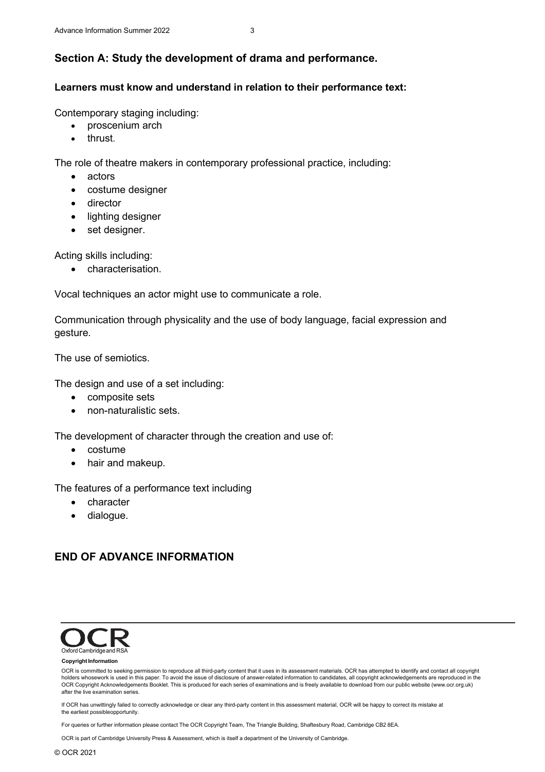## Section A: Study the development of drama and performance.

**Learners must know and understand in relation to their performance text:**

Contemporary staging including:

- proscenium arch
- thrust.

The role of theatre makers in contemporary professional practice, including:

- actors
- costume designer
- director
- lighting designer
- set designer.

Acting skills including:

- characterisation.

Vocal techniques an actor might use to communicate a role.

Communication through physicality and the use of body language, facial expression and gesture.

The use of semiotics.

The design and use of a set including:

- composite sets
- non-naturalistic sets.

The development of character through the creation and use of:

- costume
- hair and makeup.

The features of a performance text including

- character
- dialogue.

## END OF ADVANCE INFORMATION

OCR
Oxford Cambridge and RSA

**Copyright Information**

OCR is committed to seeking permission to reproduce all third-party content that it uses in its assessment materials. OCR has attempted to identify and contact all copyright holders whosework is used in this paper. To avoid the issue of disclosure of answer-related information to candidates, all copyright acknowledgements are reproduced in the OCR Copyright Acknowledgements Booklet. This is produced for each series of examinations and is freely available to download from our public website (www.ocr.org.uk) after the live examination series.

If OCR has unwittingly failed to correctly acknowledge or clear any third-party content in this assessment material, OCR will be happy to correct its mistake at the earliest possibleopportunity.

For queries or further information please contact The OCR Copyright Team, The Triangle Building, Shaftesbury Road, Cambridge CB2 8EA.

OCR is part of Cambridge University Press & Assessment, which is itself a department of the University of Cambridge.

© OCR 2021